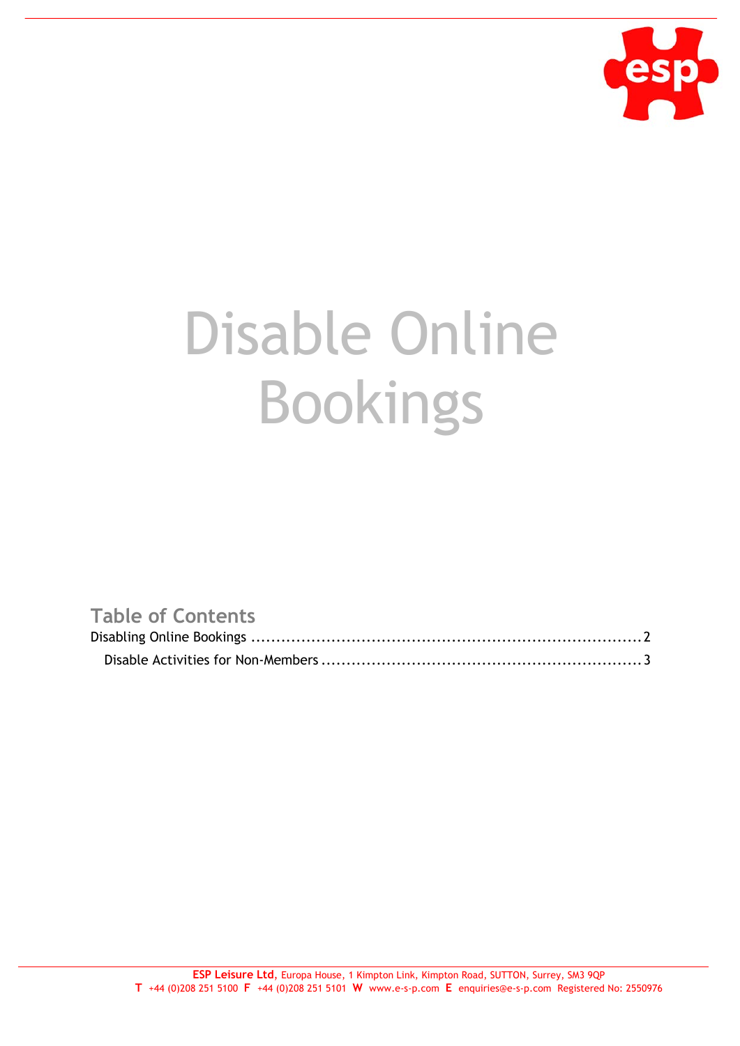# Disable Online Bookings

## Table of Contents

Disabling Online Bookings ........................................................................... 2

Disable Activities for Non-Members ............................................................... 3

**ESP Leisure Ltd**, Europa House, 1 Kimpton Link, Kimpton Road, SUTTON, Surrey, SM3 9QP
**T** +44 (0)208 251 5100 **F** +44 (0)208 251 5101 **W** www.e-s-p.com **E** enquiries@e-s-p.com Registered No: 2550976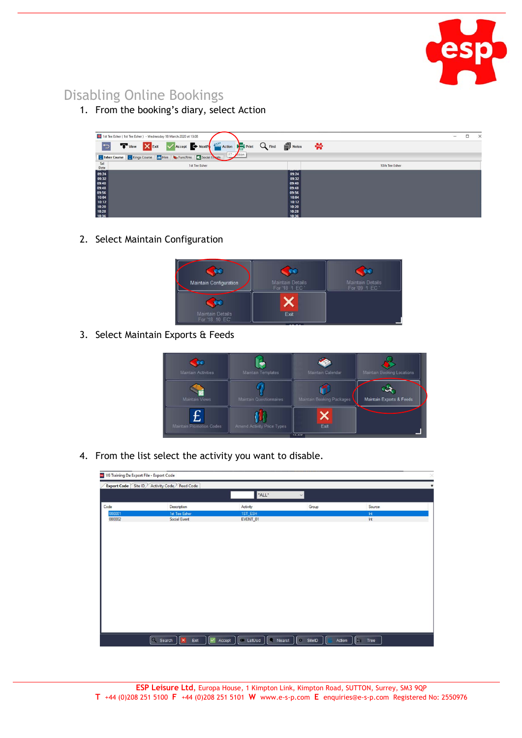## Disabling Online Bookings

1. From the booking's diary, select Action
2. Select Maintain Configuration
3. Select Maintain Exports & Feeds
4. From the list select the activity you want to disable.

**ESP Leisure Ltd**, Europa House, 1 Kimpton Link, Kimpton Road, SUTTON, Surrey, SM3 9QP
T +44 (0)208 251 5100 F +44 (0)208 251 5101 W www.e-s-p.com E enquiries@e-s-p.com Registered No: 2550976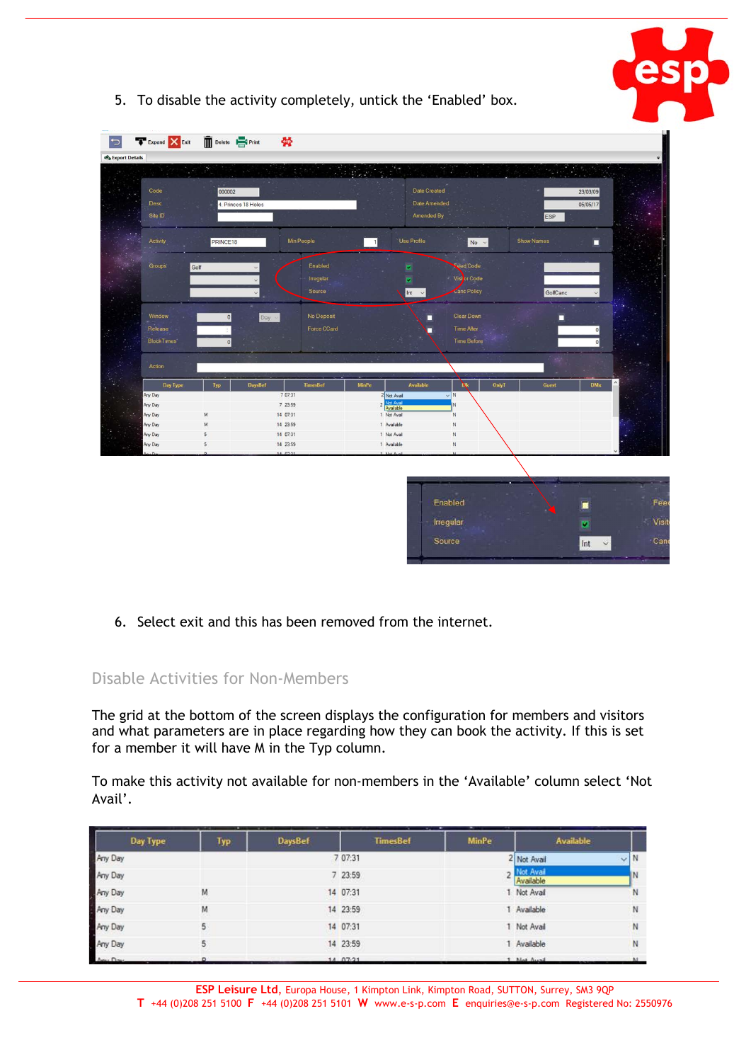5. To disable the activity completely, untick the ‘Enabled’ box.

6. Select exit and this has been removed from the internet.

## Disable Activities for Non-Members

The grid at the bottom of the screen displays the configuration for members and visitors and what parameters are in place regarding how they can book the activity. If this is set for a member it will have M in the Typ column.

To make this activity not available for non-members in the ‘Available’ column select ‘Not Avail’.